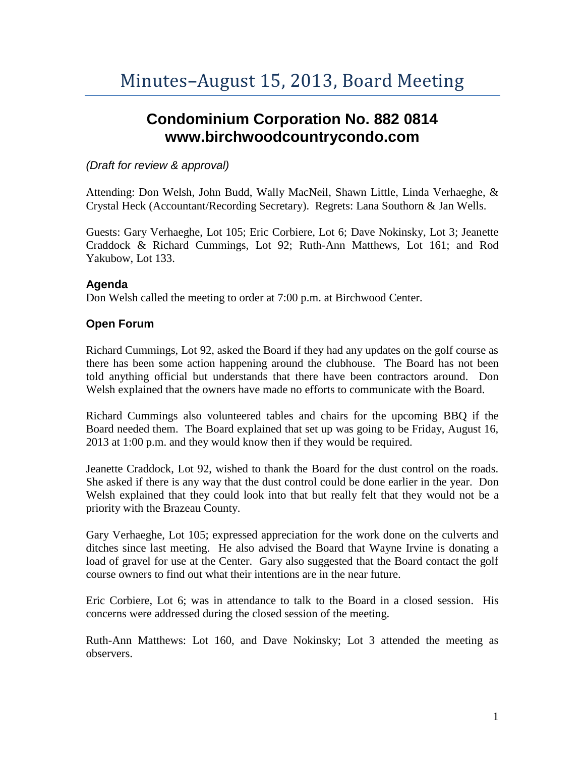# Minutes–August 15, 2013, Board Meeting

## Condominium Corporation No. 882 0814
## www.birchwoodcountrycondo.com

*(Draft for review & approval)*

Attending: Don Welsh, John Budd, Wally MacNeil, Shawn Little, Linda Verhaeghe, & Crystal Heck (Accountant/Recording Secretary). Regrets: Lana Southorn & Jan Wells.

Guests: Gary Verhaeghe, Lot 105; Eric Corbiere, Lot 6; Dave Nokinsky, Lot 3; Jeanette Craddock & Richard Cummings, Lot 92; Ruth-Ann Matthews, Lot 161; and Rod Yakubow, Lot 133.

### Agenda

Don Welsh called the meeting to order at 7:00 p.m. at Birchwood Center.

### Open Forum

Richard Cummings, Lot 92, asked the Board if they had any updates on the golf course as there has been some action happening around the clubhouse. The Board has not been told anything official but understands that there have been contractors around. Don Welsh explained that the owners have made no efforts to communicate with the Board.

Richard Cummings also volunteered tables and chairs for the upcoming BBQ if the Board needed them. The Board explained that set up was going to be Friday, August 16, 2013 at 1:00 p.m. and they would know then if they would be required.

Jeanette Craddock, Lot 92, wished to thank the Board for the dust control on the roads. She asked if there is any way that the dust control could be done earlier in the year. Don Welsh explained that they could look into that but really felt that they would not be a priority with the Brazeau County.

Gary Verhaeghe, Lot 105; expressed appreciation for the work done on the culverts and ditches since last meeting. He also advised the Board that Wayne Irvine is donating a load of gravel for use at the Center. Gary also suggested that the Board contact the golf course owners to find out what their intentions are in the near future.

Eric Corbiere, Lot 6; was in attendance to talk to the Board in a closed session. His concerns were addressed during the closed session of the meeting.

Ruth-Ann Matthews: Lot 160, and Dave Nokinsky; Lot 3 attended the meeting as observers.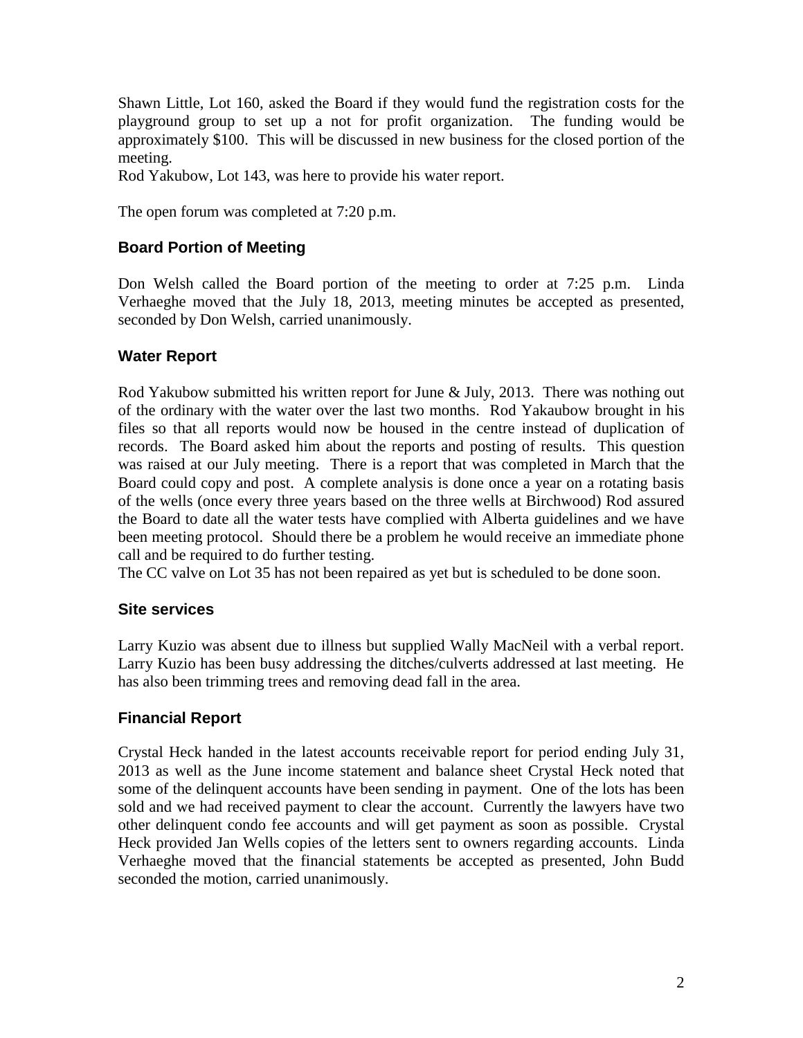Shawn Little, Lot 160, asked the Board if they would fund the registration costs for the playground group to set up a not for profit organization. The funding would be approximately $100. This will be discussed in new business for the closed portion of the meeting.

Rod Yakubow, Lot 143, was here to provide his water report.

The open forum was completed at 7:20 p.m.

## Board Portion of Meeting

Don Welsh called the Board portion of the meeting to order at 7:25 p.m. Linda Verhaeghe moved that the July 18, 2013, meeting minutes be accepted as presented, seconded by Don Welsh, carried unanimously.

## Water Report

Rod Yakubow submitted his written report for June & July, 2013. There was nothing out of the ordinary with the water over the last two months. Rod Yakaubow brought in his files so that all reports would now be housed in the centre instead of duplication of records. The Board asked him about the reports and posting of results. This question was raised at our July meeting. There is a report that was completed in March that the Board could copy and post. A complete analysis is done once a year on a rotating basis of the wells (once every three years based on the three wells at Birchwood) Rod assured the Board to date all the water tests have complied with Alberta guidelines and we have been meeting protocol. Should there be a problem he would receive an immediate phone call and be required to do further testing.

The CC valve on Lot 35 has not been repaired as yet but is scheduled to be done soon.

## Site services

Larry Kuzio was absent due to illness but supplied Wally MacNeil with a verbal report. Larry Kuzio has been busy addressing the ditches/culverts addressed at last meeting. He has also been trimming trees and removing dead fall in the area.

## Financial Report

Crystal Heck handed in the latest accounts receivable report for period ending July 31, 2013 as well as the June income statement and balance sheet Crystal Heck noted that some of the delinquent accounts have been sending in payment. One of the lots has been sold and we had received payment to clear the account. Currently the lawyers have two other delinquent condo fee accounts and will get payment as soon as possible. Crystal Heck provided Jan Wells copies of the letters sent to owners regarding accounts. Linda Verhaeghe moved that the financial statements be accepted as presented, John Budd seconded the motion, carried unanimously.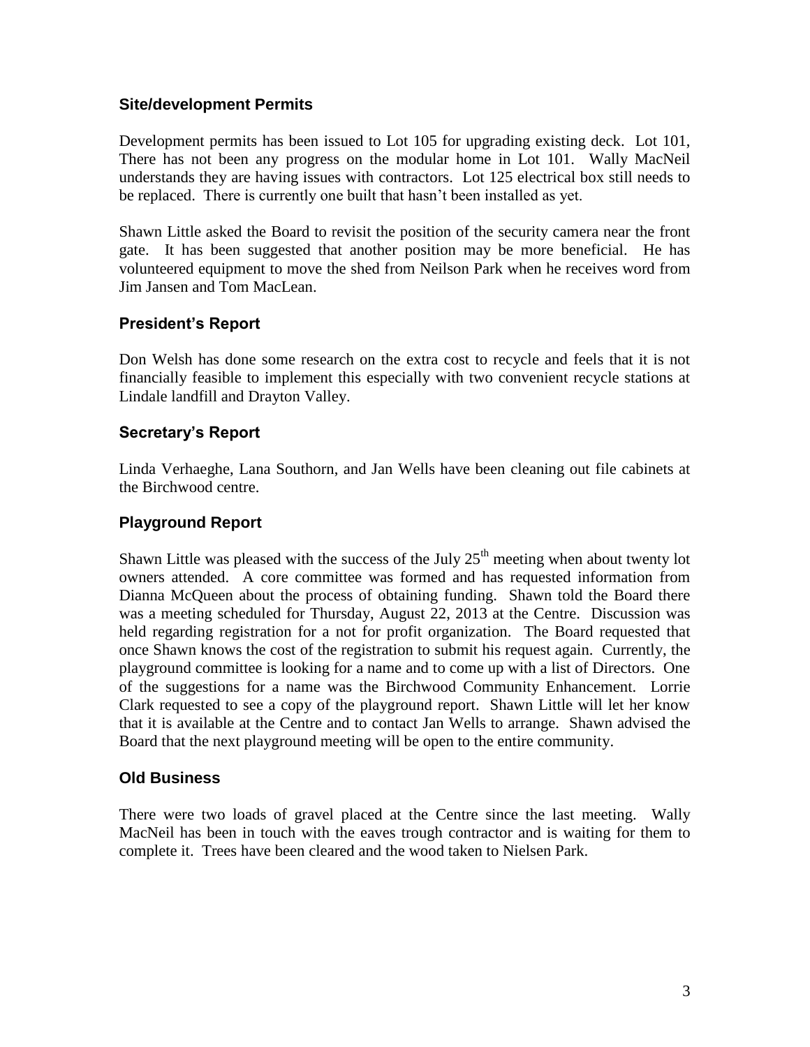## Site/development Permits

Development permits has been issued to Lot 105 for upgrading existing deck. Lot 101, There has not been any progress on the modular home in Lot 101. Wally MacNeil understands they are having issues with contractors. Lot 125 electrical box still needs to be replaced. There is currently one built that hasn't been installed as yet.

Shawn Little asked the Board to revisit the position of the security camera near the front gate. It has been suggested that another position may be more beneficial. He has volunteered equipment to move the shed from Neilson Park when he receives word from Jim Jansen and Tom MacLean.

## President's Report

Don Welsh has done some research on the extra cost to recycle and feels that it is not financially feasible to implement this especially with two convenient recycle stations at Lindale landfill and Drayton Valley.

## Secretary's Report

Linda Verhaeghe, Lana Southorn, and Jan Wells have been cleaning out file cabinets at the Birchwood centre.

## Playground Report

Shawn Little was pleased with the success of the July 25th meeting when about twenty lot owners attended. A core committee was formed and has requested information from Dianna McQueen about the process of obtaining funding. Shawn told the Board there was a meeting scheduled for Thursday, August 22, 2013 at the Centre. Discussion was held regarding registration for a not for profit organization. The Board requested that once Shawn knows the cost of the registration to submit his request again. Currently, the playground committee is looking for a name and to come up with a list of Directors. One of the suggestions for a name was the Birchwood Community Enhancement. Lorrie Clark requested to see a copy of the playground report. Shawn Little will let her know that it is available at the Centre and to contact Jan Wells to arrange. Shawn advised the Board that the next playground meeting will be open to the entire community.

## Old Business

There were two loads of gravel placed at the Centre since the last meeting. Wally MacNeil has been in touch with the eaves trough contractor and is waiting for them to complete it. Trees have been cleared and the wood taken to Nielsen Park.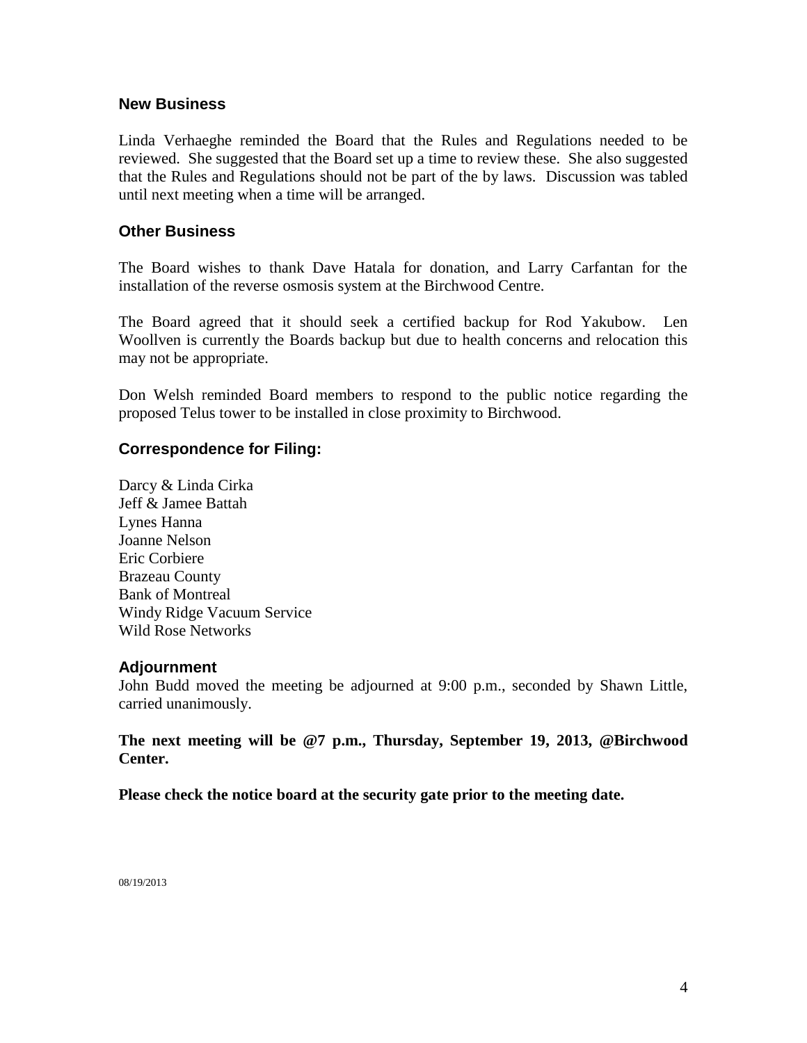## New Business

Linda Verhaeghe reminded the Board that the Rules and Regulations needed to be reviewed. She suggested that the Board set up a time to review these. She also suggested that the Rules and Regulations should not be part of the by laws. Discussion was tabled until next meeting when a time will be arranged.

## Other Business

The Board wishes to thank Dave Hatala for donation, and Larry Carfantan for the installation of the reverse osmosis system at the Birchwood Centre.

The Board agreed that it should seek a certified backup for Rod Yakubow. Len Woollven is currently the Boards backup but due to health concerns and relocation this may not be appropriate.

Don Welsh reminded Board members to respond to the public notice regarding the proposed Telus tower to be installed in close proximity to Birchwood.

## Correspondence for Filing:

Darcy & Linda Cirka
Jeff & Jamee Battah
Lynes Hanna
Joanne Nelson
Eric Corbiere
Brazeau County
Bank of Montreal
Windy Ridge Vacuum Service
Wild Rose Networks

## Adjournment

John Budd moved the meeting be adjourned at 9:00 p.m., seconded by Shawn Little, carried unanimously.

**The next meeting will be @7 p.m., Thursday, September 19, 2013, @Birchwood Center.**

**Please check the notice board at the security gate prior to the meeting date.**

08/19/2013